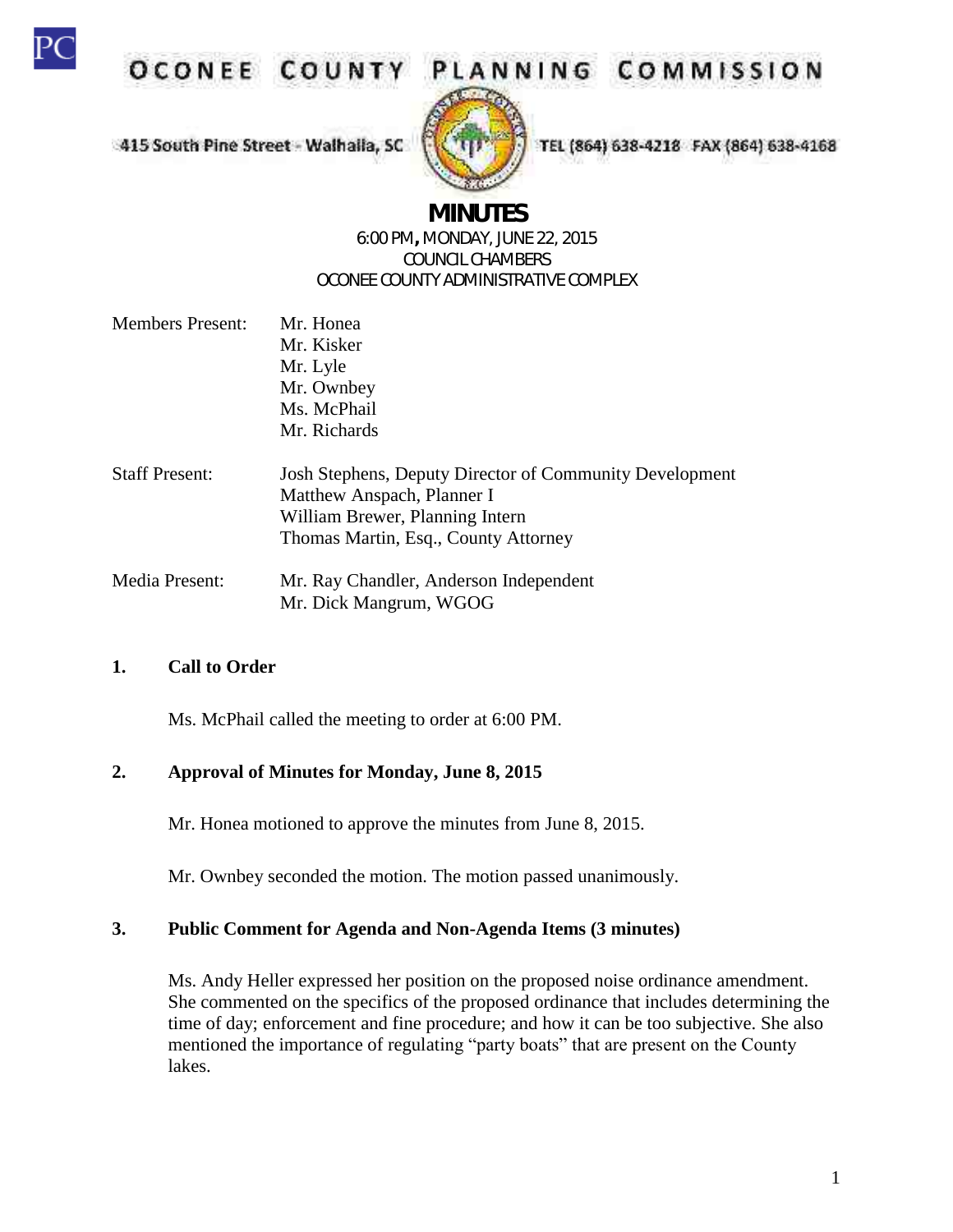# OCONEE COUNTY PLANNING COMMISSION

415 South Pine Street - Walhalla, SC

TEL (864) 638-4218 FAX (864) 638-4168

## MINUTES

6:00 PM, MONDAY, JUNE 22, 2015
COUNCIL CHAMBERS
OCONEE COUNTY ADMINISTRATIVE COMPLEX

| | |
|---|---|
| Members Present: | Mr. Honea<br>Mr. Kisker<br>Mr. Lyle<br>Mr. Ownbey<br>Ms. McPhail<br>Mr. Richards |
| Staff Present: | Josh Stephens, Deputy Director of Community Development<br>Matthew Anspach, Planner I<br>William Brewer, Planning Intern<br>Thomas Martin, Esq., County Attorney |
| Media Present: | Mr. Ray Chandler, Anderson Independent<br>Mr. Dick Mangrum, WGOG |

**1. Call to Order**

Ms. McPhail called the meeting to order at 6:00 PM.

**2. Approval of Minutes for Monday, June 8, 2015**

Mr. Honea motioned to approve the minutes from June 8, 2015.

Mr. Ownbey seconded the motion. The motion passed unanimously.

**3. Public Comment for Agenda and Non-Agenda Items (3 minutes)**

Ms. Andy Heller expressed her position on the proposed noise ordinance amendment. She commented on the specifics of the proposed ordinance that includes determining the time of day; enforcement and fine procedure; and how it can be too subjective. She also mentioned the importance of regulating "party boats" that are present on the County lakes.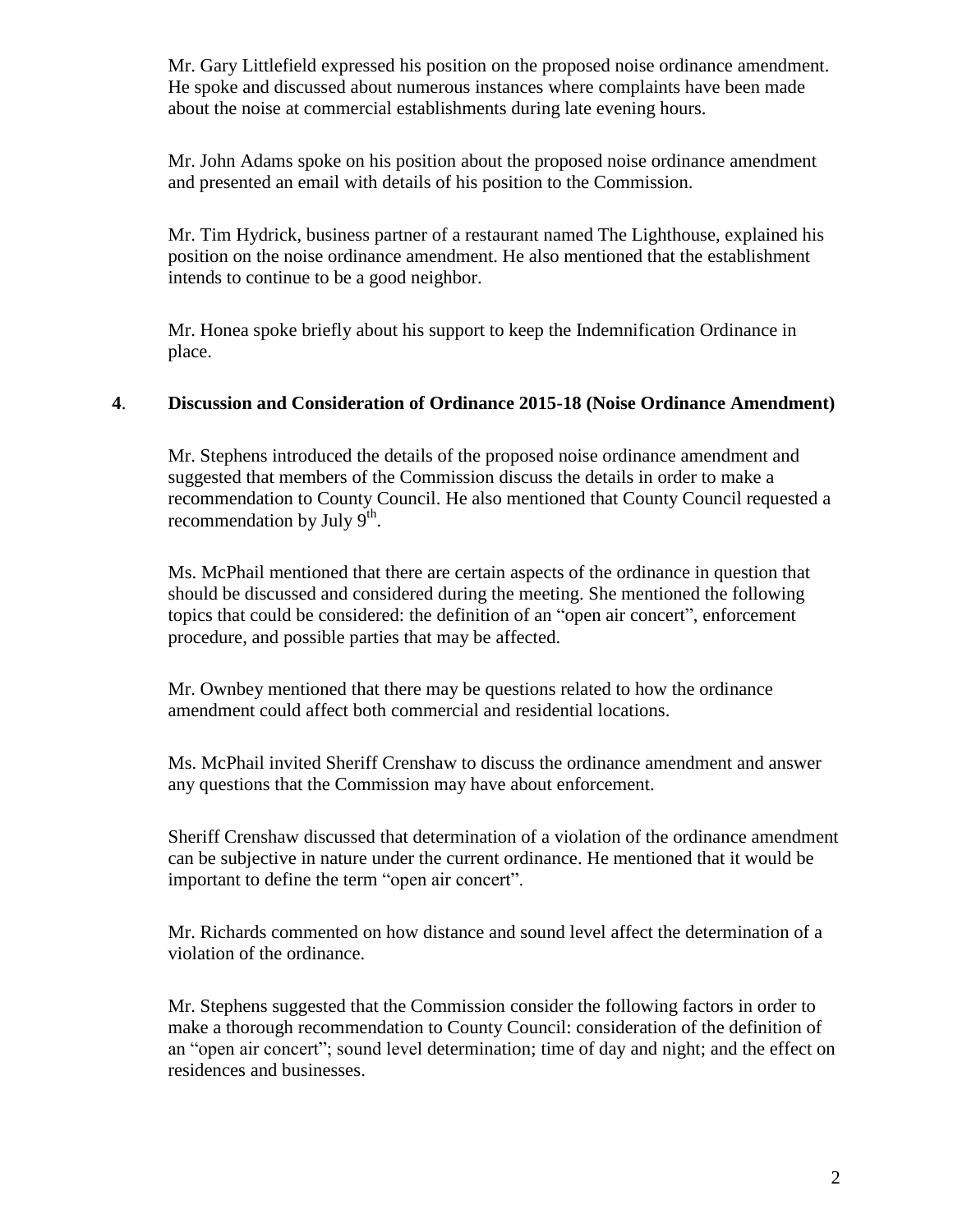Mr. Gary Littlefield expressed his position on the proposed noise ordinance amendment. He spoke and discussed about numerous instances where complaints have been made about the noise at commercial establishments during late evening hours.

Mr. John Adams spoke on his position about the proposed noise ordinance amendment and presented an email with details of his position to the Commission.

Mr. Tim Hydrick, business partner of a restaurant named The Lighthouse, explained his position on the noise ordinance amendment. He also mentioned that the establishment intends to continue to be a good neighbor.

Mr. Honea spoke briefly about his support to keep the Indemnification Ordinance in place.

**4. Discussion and Consideration of Ordinance 2015-18 (Noise Ordinance Amendment)**

Mr. Stephens introduced the details of the proposed noise ordinance amendment and suggested that members of the Commission discuss the details in order to make a recommendation to County Council. He also mentioned that County Council requested a recommendation by July 9th.

Ms. McPhail mentioned that there are certain aspects of the ordinance in question that should be discussed and considered during the meeting. She mentioned the following topics that could be considered: the definition of an "open air concert", enforcement procedure, and possible parties that may be affected.

Mr. Ownbey mentioned that there may be questions related to how the ordinance amendment could affect both commercial and residential locations.

Ms. McPhail invited Sheriff Crenshaw to discuss the ordinance amendment and answer any questions that the Commission may have about enforcement.

Sheriff Crenshaw discussed that determination of a violation of the ordinance amendment can be subjective in nature under the current ordinance. He mentioned that it would be important to define the term "open air concert".

Mr. Richards commented on how distance and sound level affect the determination of a violation of the ordinance.

Mr. Stephens suggested that the Commission consider the following factors in order to make a thorough recommendation to County Council: consideration of the definition of an "open air concert"; sound level determination; time of day and night; and the effect on residences and businesses.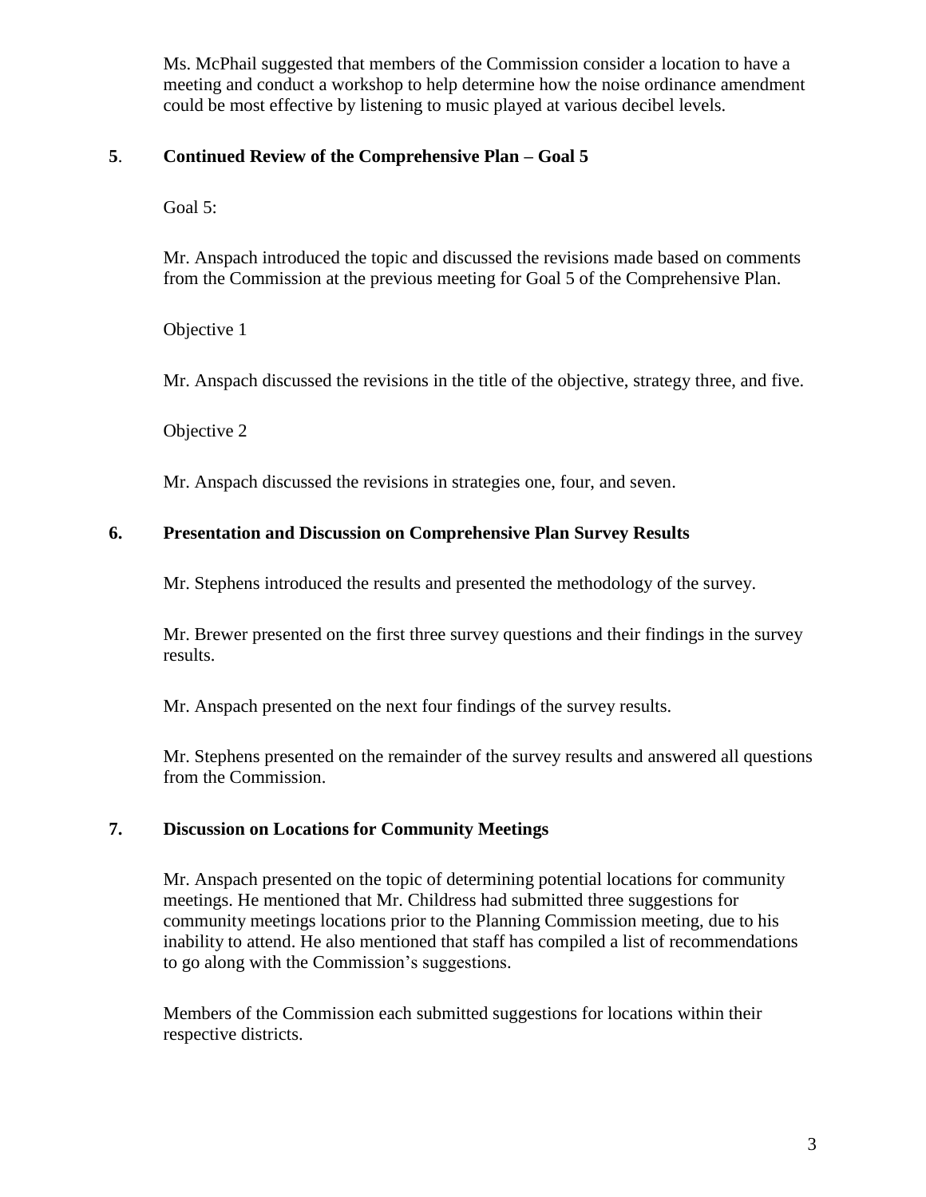Ms. McPhail suggested that members of the Commission consider a location to have a meeting and conduct a workshop to help determine how the noise ordinance amendment could be most effective by listening to music played at various decibel levels.

**5. Continued Review of the Comprehensive Plan – Goal 5**

Goal 5:

Mr. Anspach introduced the topic and discussed the revisions made based on comments from the Commission at the previous meeting for Goal 5 of the Comprehensive Plan.

Objective 1

Mr. Anspach discussed the revisions in the title of the objective, strategy three, and five.

Objective 2

Mr. Anspach discussed the revisions in strategies one, four, and seven.

**6. Presentation and Discussion on Comprehensive Plan Survey Results**

Mr. Stephens introduced the results and presented the methodology of the survey.

Mr. Brewer presented on the first three survey questions and their findings in the survey results.

Mr. Anspach presented on the next four findings of the survey results.

Mr. Stephens presented on the remainder of the survey results and answered all questions from the Commission.

**7. Discussion on Locations for Community Meetings**

Mr. Anspach presented on the topic of determining potential locations for community meetings. He mentioned that Mr. Childress had submitted three suggestions for community meetings locations prior to the Planning Commission meeting, due to his inability to attend. He also mentioned that staff has compiled a list of recommendations to go along with the Commission's suggestions.

Members of the Commission each submitted suggestions for locations within their respective districts.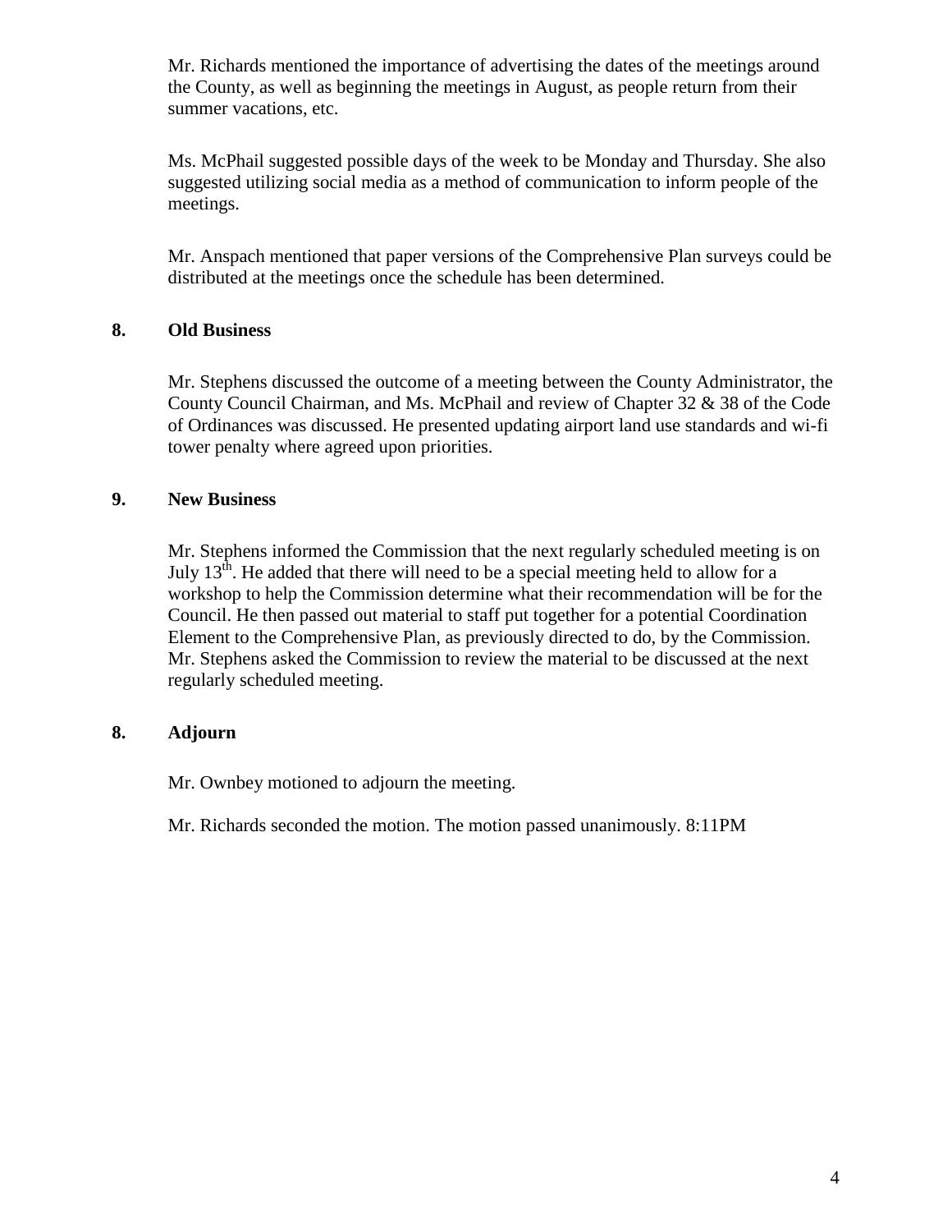Mr. Richards mentioned the importance of advertising the dates of the meetings around the County, as well as beginning the meetings in August, as people return from their summer vacations, etc.

Ms. McPhail suggested possible days of the week to be Monday and Thursday. She also suggested utilizing social media as a method of communication to inform people of the meetings.

Mr. Anspach mentioned that paper versions of the Comprehensive Plan surveys could be distributed at the meetings once the schedule has been determined.

**8. Old Business**

Mr. Stephens discussed the outcome of a meeting between the County Administrator, the County Council Chairman, and Ms. McPhail and review of Chapter 32 & 38 of the Code of Ordinances was discussed. He presented updating airport land use standards and wi-fi tower penalty where agreed upon priorities.

**9. New Business**

Mr. Stephens informed the Commission that the next regularly scheduled meeting is on July 13th. He added that there will need to be a special meeting held to allow for a workshop to help the Commission determine what their recommendation will be for the Council. He then passed out material to staff put together for a potential Coordination Element to the Comprehensive Plan, as previously directed to do, by the Commission. Mr. Stephens asked the Commission to review the material to be discussed at the next regularly scheduled meeting.

**8. Adjourn**

Mr. Ownbey motioned to adjourn the meeting.

Mr. Richards seconded the motion. The motion passed unanimously. 8:11PM